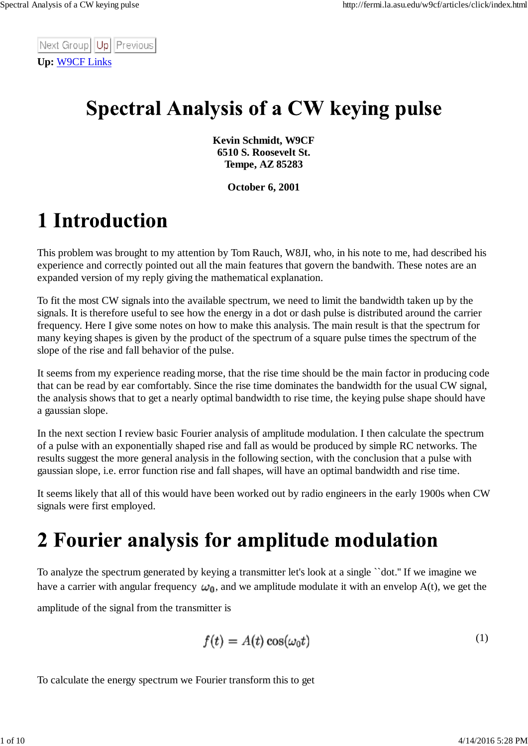Next Group | Up | Previous

**Up:** W9CF Links

# Spectral Analysis of a CW keying pulse

**Kevin Schmidt, W9CF**
**6510 S. Roosevelt St.**
**Tempe, AZ 85283**

**October 6, 2001**

# 1 Introduction

This problem was brought to my attention by Tom Rauch, W8JI, who, in his note to me, had described his experience and correctly pointed out all the main features that govern the bandwith. These notes are an expanded version of my reply giving the mathematical explanation.

To fit the most CW signals into the available spectrum, we need to limit the bandwidth taken up by the signals. It is therefore useful to see how the energy in a dot or dash pulse is distributed around the carrier frequency. Here I give some notes on how to make this analysis. The main result is that the spectrum for many keying shapes is given by the product of the spectrum of a square pulse times the spectrum of the slope of the rise and fall behavior of the pulse.

It seems from my experience reading morse, that the rise time should be the main factor in producing code that can be read by ear comfortably. Since the rise time dominates the bandwidth for the usual CW signal, the analysis shows that to get a nearly optimal bandwidth to rise time, the keying pulse shape should have a gaussian slope.

In the next section I review basic Fourier analysis of amplitude modulation. I then calculate the spectrum of a pulse with an exponentially shaped rise and fall as would be produced by simple RC networks. The results suggest the more general analysis in the following section, with the conclusion that a pulse with gaussian slope, i.e. error function rise and fall shapes, will have an optimal bandwidth and rise time.

It seems likely that all of this would have been worked out by radio engineers in the early 1900s when CW signals were first employed.

# 2 Fourier analysis for amplitude modulation

To analyze the spectrum generated by keying a transmitter let's look at a single ``dot." If we imagine we have a carrier with angular frequency $\omega_0$, and we amplitude modulate it with an envelop A(t), we get the amplitude of the signal from the transmitter is

$$f(t) = A(t)\cos(\omega_0 t) \tag{1}$$

To calculate the energy spectrum we Fourier transform this to get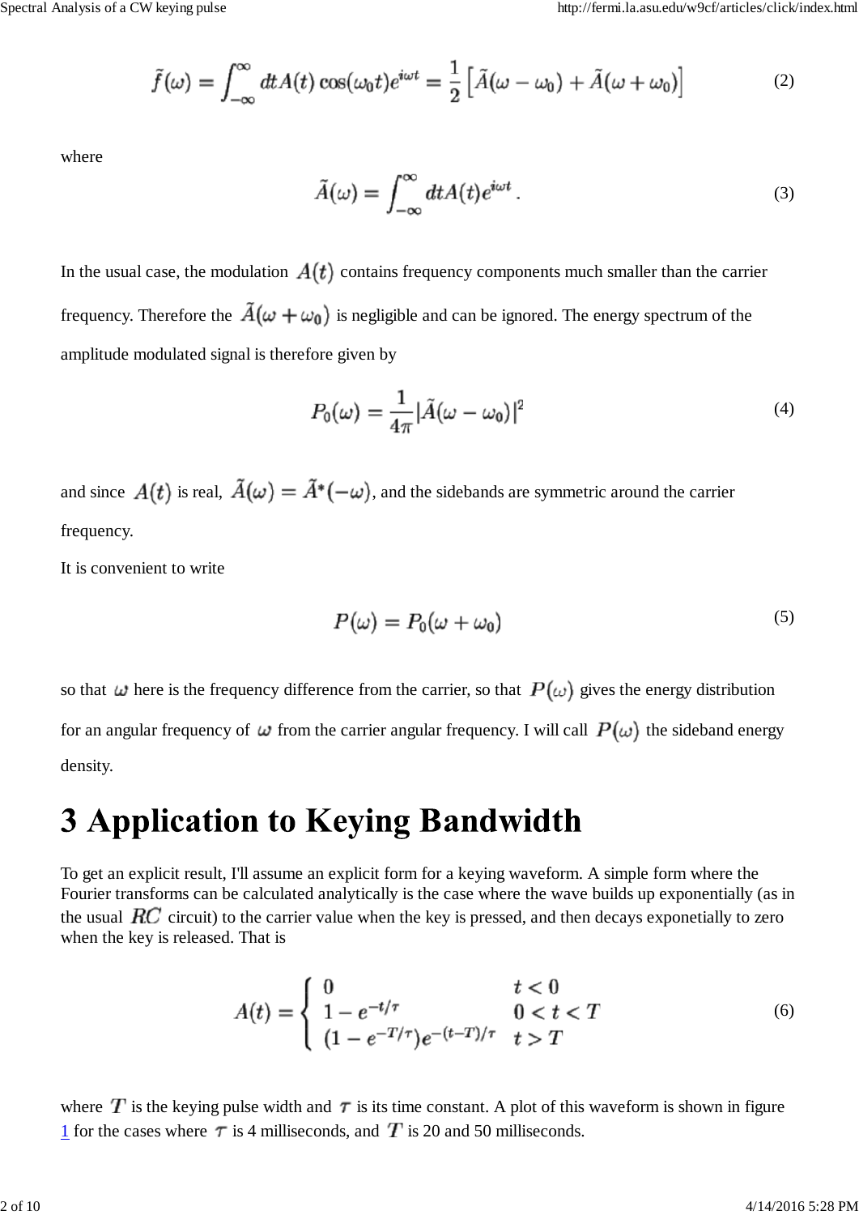$$\tilde{f}(\omega) = \int_{-\infty}^{\infty} dt A(t) \cos(\omega_0 t) e^{i\omega t} = \frac{1}{2}\left[\tilde{A}(\omega - \omega_0) + \tilde{A}(\omega + \omega_0)\right] \tag{2}$$

where

$$\tilde{A}(\omega) = \int_{-\infty}^{\infty} dt A(t) e^{i\omega t}. \tag{3}$$

In the usual case, the modulation $A(t)$ contains frequency components much smaller than the carrier frequency. Therefore the $\tilde{A}(\omega + \omega_0)$ is negligible and can be ignored. The energy spectrum of the amplitude modulated signal is therefore given by

$$P_0(\omega) = \frac{1}{4\pi}|\tilde{A}(\omega - \omega_0)|^2 \tag{4}$$

and since $A(t)$ is real, $\tilde{A}(\omega) = \tilde{A}^*(-\omega)$, and the sidebands are symmetric around the carrier frequency.

It is convenient to write

$$P(\omega) = P_0(\omega + \omega_0) \tag{5}$$

so that $\omega$ here is the frequency difference from the carrier, so that $P(\omega)$ gives the energy distribution for an angular frequency of $\omega$ from the carrier angular frequency. I will call $P(\omega)$ the sideband energy density.

# 3 Application to Keying Bandwidth

To get an explicit result, I'll assume an explicit form for a keying waveform. A simple form where the Fourier transforms can be calculated analytically is the case where the wave builds up exponentially (as in the usual $RC$ circuit) to the carrier value when the key is pressed, and then decays exponetially to zero when the key is released. That is

$$A(t) = \begin{cases} 0 & t < 0 \\ 1 - e^{-t/\tau} & 0 < t < T \\ (1 - e^{-T/\tau})e^{-(t-T)/\tau} & t > T \end{cases} \tag{6}$$

where $T$ is the keying pulse width and $\tau$ is its time constant. A plot of this waveform is shown in figure 1 for the cases where $\tau$ is 4 milliseconds, and $T$ is 20 and 50 milliseconds.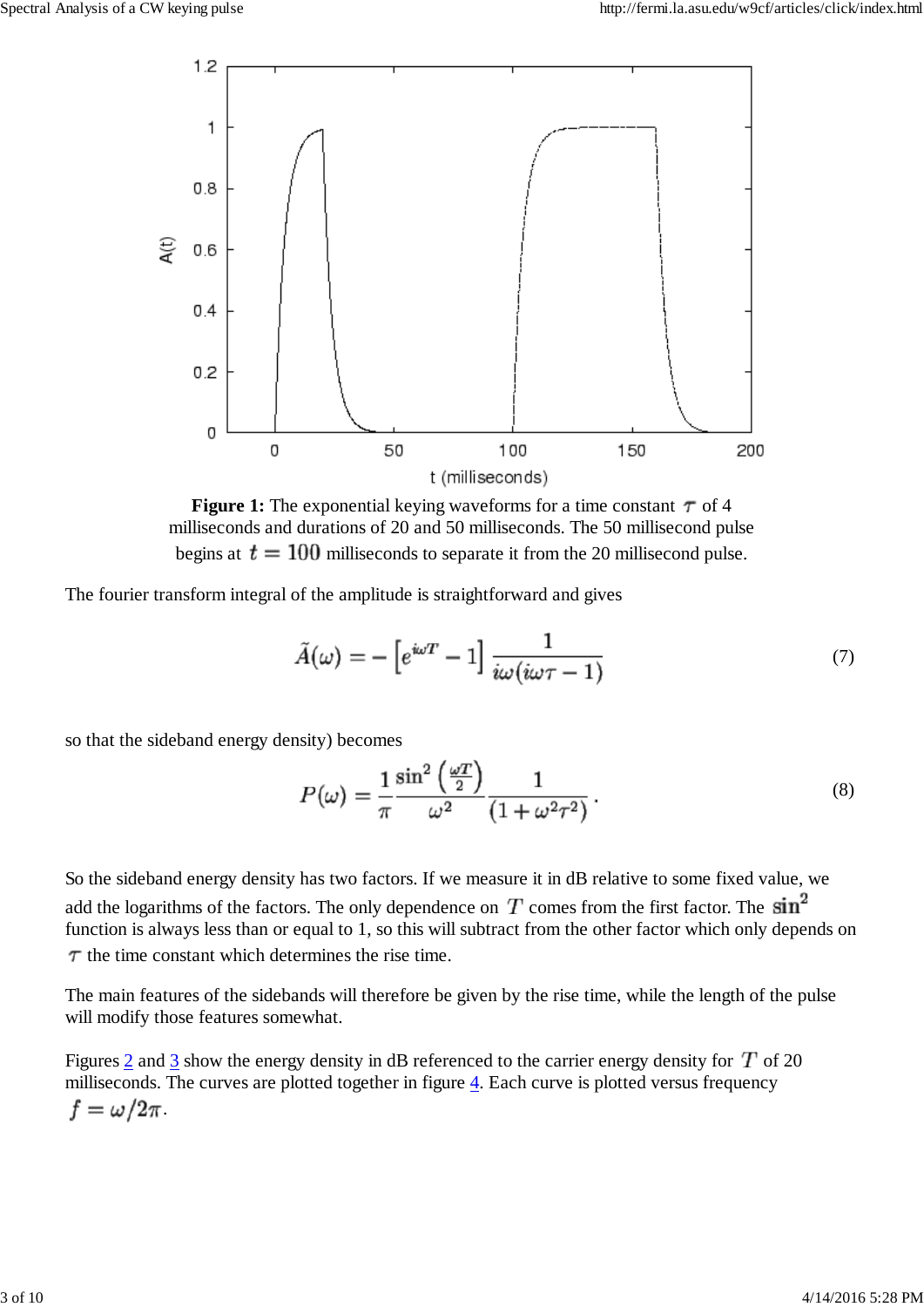**Figure 1:** The exponential keying waveforms for a time constant $\tau$ of 4 milliseconds and durations of 20 and 50 milliseconds. The 50 millisecond pulse begins at $t = 100$ milliseconds to separate it from the 20 millisecond pulse.

The fourier transform integral of the amplitude is straightforward and gives

$$\tilde{A}(\omega) = -\left[e^{i\omega T} - 1\right] \frac{1}{i\omega(i\omega\tau - 1)} \tag{7}$$

so that the sideband energy density) becomes

$$P(\omega) = \frac{1}{\pi} \frac{\sin^2\left(\frac{\omega T}{2}\right)}{\omega^2} \frac{1}{\left(1 + \omega^2\tau^2\right)} \,. \tag{8}$$

So the sideband energy density has two factors. If we measure it in dB relative to some fixed value, we add the logarithms of the factors. The only dependence on $T$ comes from the first factor. The $\sin^2$ function is always less than or equal to 1, so this will subtract from the other factor which only depends on $\tau$ the time constant which determines the rise time.

The main features of the sidebands will therefore be given by the rise time, while the length of the pulse will modify those features somewhat.

Figures 2 and 3 show the energy density in dB referenced to the carrier energy density for $T$ of 20 milliseconds. The curves are plotted together in figure 4. Each curve is plotted versus frequency $f = \omega/2\pi$.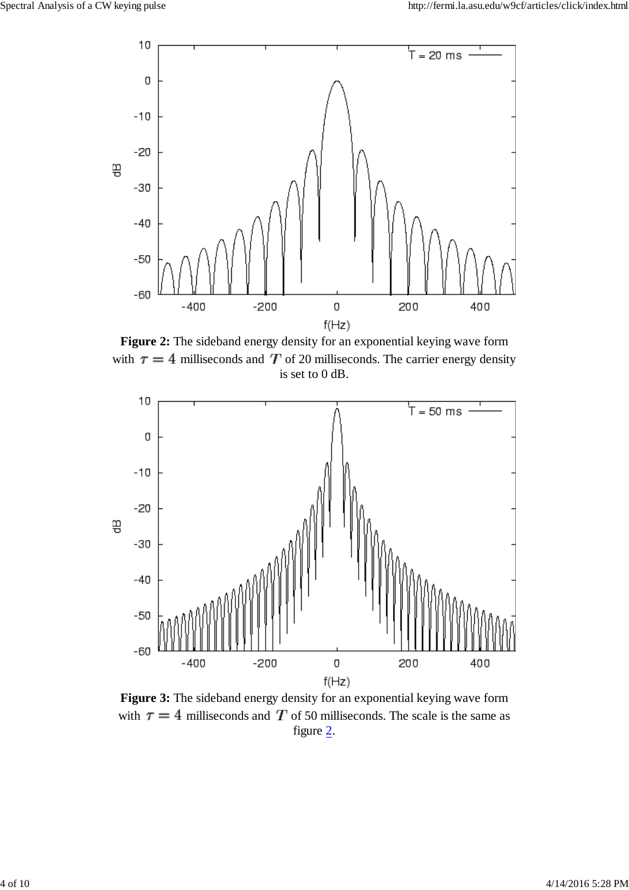**Figure 2:** The sideband energy density for an exponential keying wave form with $\tau = 4$ milliseconds and $T$ of 20 milliseconds. The carrier energy density is set to 0 dB.

**Figure 3:** The sideband energy density for an exponential keying wave form with $\tau = 4$ milliseconds and $T$ of 50 milliseconds. The scale is the same as figure 2.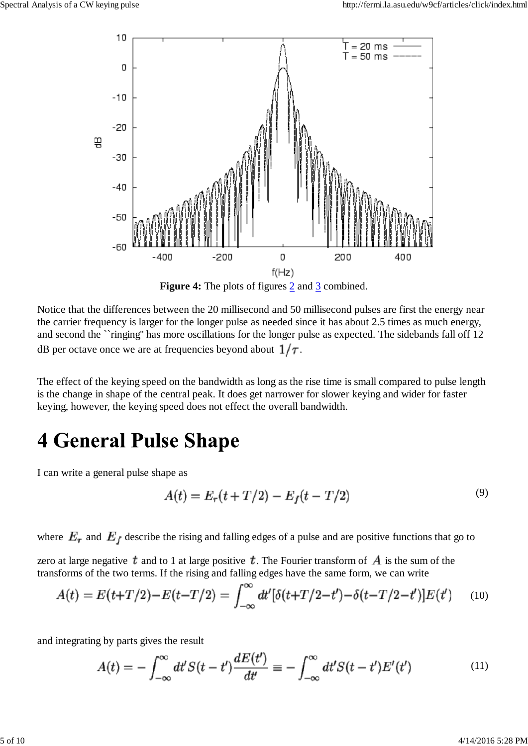**Figure 4:** The plots of figures 2 and 3 combined.

Notice that the differences between the 20 millisecond and 50 millisecond pulses are first the energy near the carrier frequency is larger for the longer pulse as needed since it has about 2.5 times as much energy, and second the ``ringing'' has more oscillations for the longer pulse as expected. The sidebands fall off 12 dB per octave once we are at frequencies beyond about $1/\tau$.

The effect of the keying speed on the bandwidth as long as the rise time is small compared to pulse length is the change in shape of the central peak. It does get narrower for slower keying and wider for faster keying, however, the keying speed does not effect the overall bandwidth.

# 4 General Pulse Shape

I can write a general pulse shape as

$$A(t) = E_r(t + T/2) - E_f(t - T/2) \tag{9}$$

where $E_r$ and $E_f$ describe the rising and falling edges of a pulse and are positive functions that go to zero at large negative $t$ and to 1 at large positive $t$. The Fourier transform of $A$ is the sum of the transforms of the two terms. If the rising and falling edges have the same form, we can write

$$A(t) = E(t+T/2) - E(t-T/2) = \int_{-\infty}^{\infty} dt' [\delta(t+T/2-t') - \delta(t-T/2-t')] E(t') \tag{10}$$

and integrating by parts gives the result

$$A(t) = -\int_{-\infty}^{\infty} dt' S(t-t') \frac{dE(t')}{dt'} \equiv -\int_{-\infty}^{\infty} dt' S(t-t') E'(t') \tag{11}$$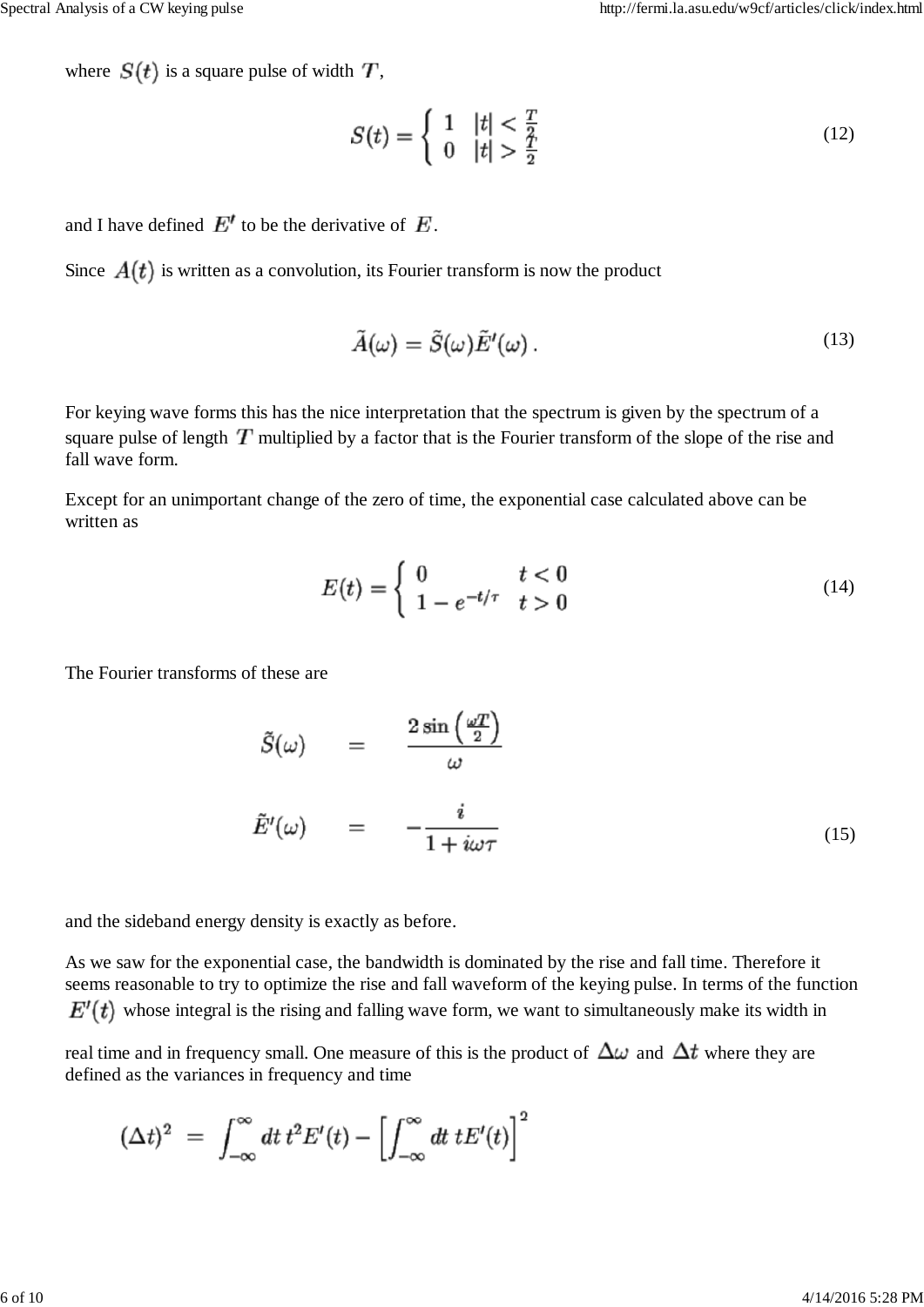where $S(t)$ is a square pulse of width $T$,

$$S(t) = \begin{cases} 1 & |t| < \frac{T}{2} \\ 0 & |t| > \frac{T}{2} \end{cases} \tag{12}$$

and I have defined $E'$ to be the derivative of $E$.

Since $A(t)$ is written as a convolution, its Fourier transform is now the product

$$\tilde{A}(\omega) = \tilde{S}(\omega)\tilde{E}'(\omega)\,. \tag{13}$$

For keying wave forms this has the nice interpretation that the spectrum is given by the spectrum of a square pulse of length $T$ multiplied by a factor that is the Fourier transform of the slope of the rise and fall wave form.

Except for an unimportant change of the zero of time, the exponential case calculated above can be written as

$$E(t) = \begin{cases} 0 & t < 0 \\ 1 - e^{-t/\tau} & t > 0 \end{cases} \tag{14}$$

The Fourier transforms of these are

$$\begin{aligned} \tilde{S}(\omega) &= \frac{2\sin\left(\frac{\omega T}{2}\right)}{\omega} \\ \tilde{E}'(\omega) &= -\frac{i}{1 + i\omega\tau} \end{aligned} \tag{15}$$

and the sideband energy density is exactly as before.

As we saw for the exponential case, the bandwidth is dominated by the rise and fall time. Therefore it seems reasonable to try to optimize the rise and fall waveform of the keying pulse. In terms of the function $E'(t)$ whose integral is the rising and falling wave form, we want to simultaneously make its width in real time and in frequency small. One measure of this is the product of $\Delta\omega$ and $\Delta t$ where they are defined as the variances in frequency and time

$$(\Delta t)^2 \;=\; \int_{-\infty}^{\infty} dt\, t^2 E'(t) - \left[\int_{-\infty}^{\infty} dt\; tE'(t)\right]^2$$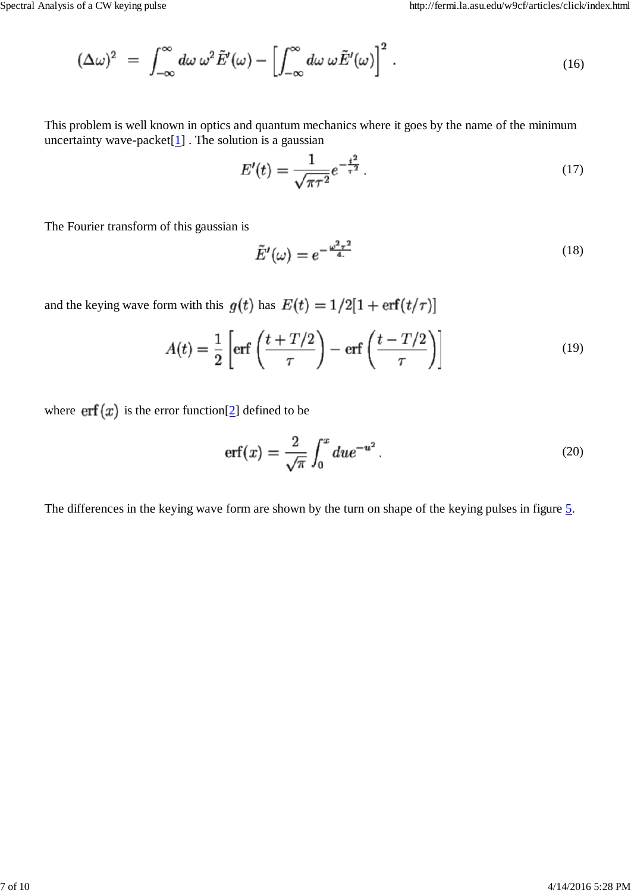$$(\Delta\omega)^2 \;=\; \int_{-\infty}^{\infty} d\omega\, \omega^2 \tilde{E}'(\omega) - \left[\int_{-\infty}^{\infty} d\omega\, \omega \tilde{E}'(\omega)\right]^2 . \tag{16}$$

This problem is well known in optics and quantum mechanics where it goes by the name of the minimum uncertainty wave-packet[1] . The solution is a gaussian

$$E'(t) = \frac{1}{\sqrt{\pi\tau^2}} e^{-\frac{t^2}{\tau^2}} . \tag{17}$$

The Fourier transform of this gaussian is

$$\tilde{E}'(\omega) = e^{-\frac{\omega^2\tau^2}{4.}} \tag{18}$$

and the keying wave form with this $g(t)$ has $E(t) = 1/2[1 + \mathrm{erf}(t/\tau)]$

$$A(t) = \frac{1}{2}\left[\mathrm{erf}\left(\frac{t + T/2}{\tau}\right) - \mathrm{erf}\left(\frac{t - T/2}{\tau}\right)\right] \tag{19}$$

where $\mathrm{erf}(x)$ is the error function[2] defined to be

$$\mathrm{erf}(x) = \frac{2}{\sqrt{\pi}} \int_0^x du e^{-u^2} . \tag{20}$$

The differences in the keying wave form are shown by the turn on shape of the keying pulses in figure 5.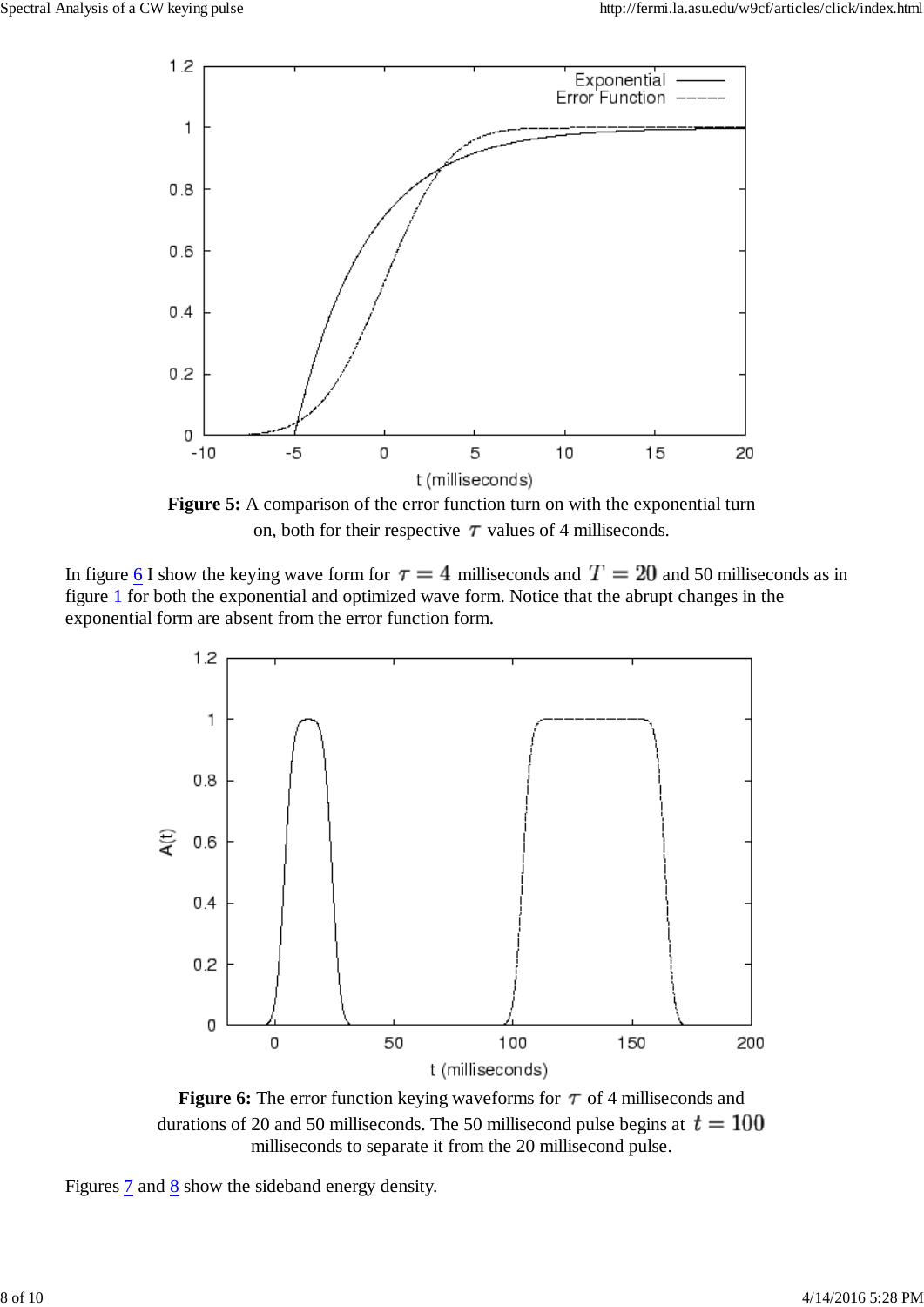**Figure 5:** A comparison of the error function turn on with the exponential turn on, both for their respective $\tau$ values of 4 milliseconds.

In figure 6 I show the keying wave form for $\tau = 4$ milliseconds and $T = 20$ and 50 milliseconds as in figure 1 for both the exponential and optimized wave form. Notice that the abrupt changes in the exponential form are absent from the error function form.

**Figure 6:** The error function keying waveforms for $\tau$ of 4 milliseconds and durations of 20 and 50 milliseconds. The 50 millisecond pulse begins at $t = 100$ milliseconds to separate it from the 20 millisecond pulse.

Figures 7 and 8 show the sideband energy density.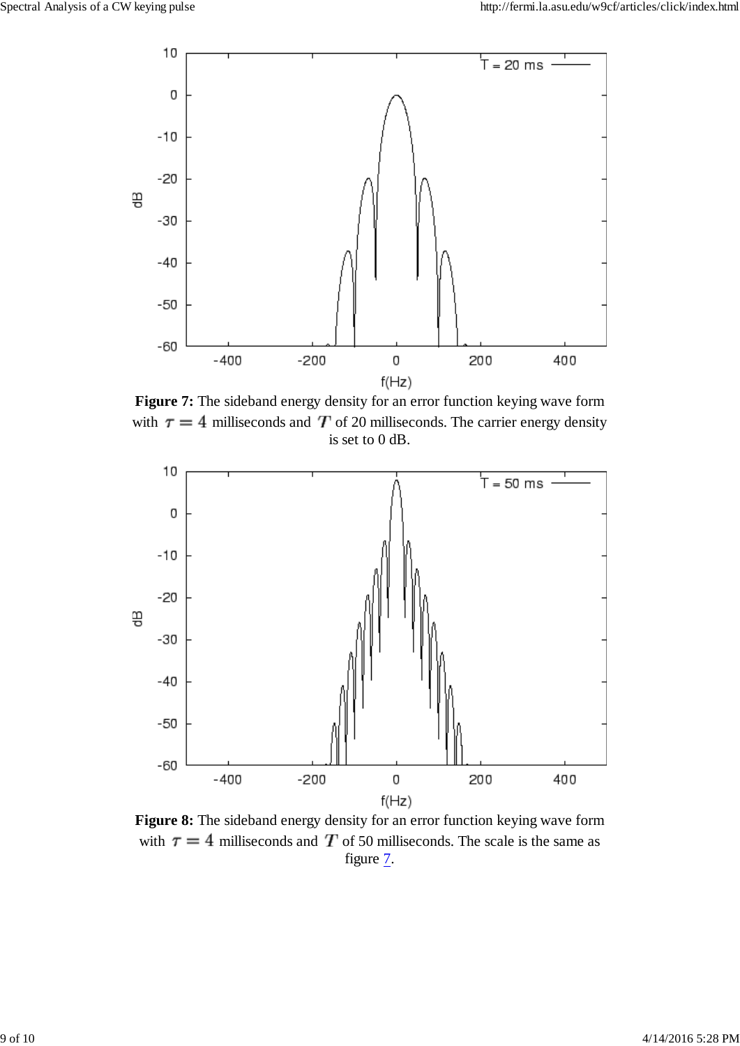**Figure 7:** The sideband energy density for an error function keying wave form with $\tau = 4$ milliseconds and $T$ of 20 milliseconds. The carrier energy density is set to 0 dB.

**Figure 8:** The sideband energy density for an error function keying wave form with $\tau = 4$ milliseconds and $T$ of 50 milliseconds. The scale is the same as figure 7.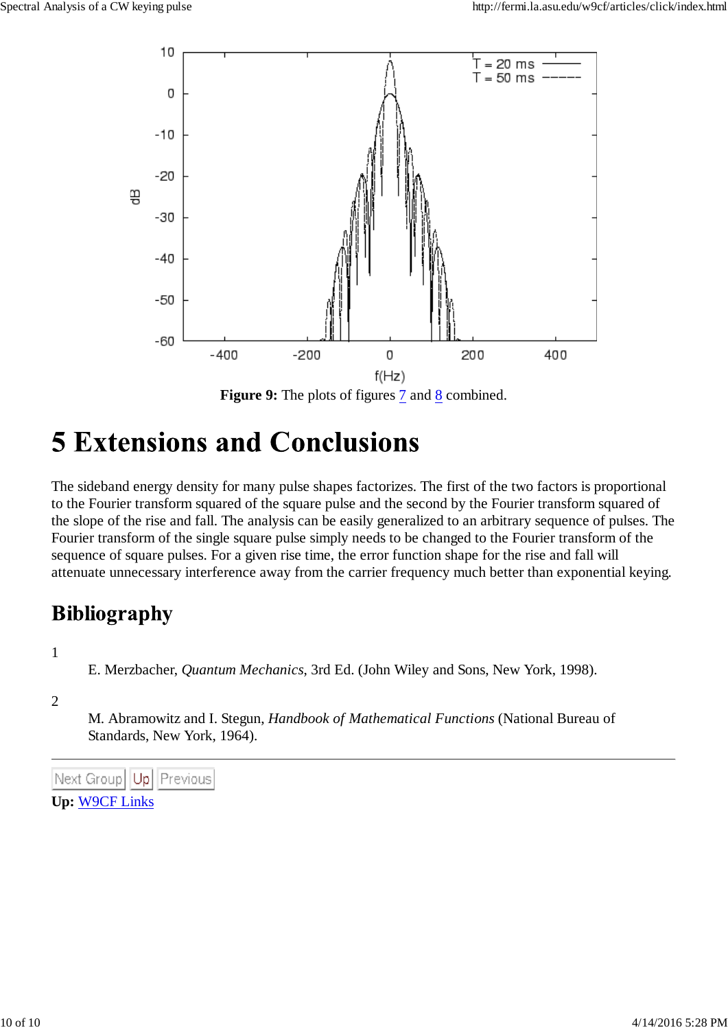10
0
-10
-20
-30
-40
-50
-60

dB

-400
-200
0
200
400

f(Hz)

T = 20 ms
T = 50 ms

**Figure 9:** The plots of figures 7 and 8 combined.

# 5 Extensions and Conclusions

The sideband energy density for many pulse shapes factorizes. The first of the two factors is proportional to the Fourier transform squared of the square pulse and the second by the Fourier transform squared of the slope of the rise and fall. The analysis can be easily generalized to an arbitrary sequence of pulses. The Fourier transform of the single square pulse simply needs to be changed to the Fourier transform of the sequence of square pulses. For a given rise time, the error function shape for the rise and fall will attenuate unnecessary interference away from the carrier frequency much better than exponential keying.

## Bibliography

1
: E. Merzbacher, *Quantum Mechanics*, 3rd Ed. (John Wiley and Sons, New York, 1998).

2
: M. Abramowitz and I. Stegun, *Handbook of Mathematical Functions* (National Bureau of Standards, New York, 1964).

---

Next Group | Up | Previous

**Up:** W9CF Links